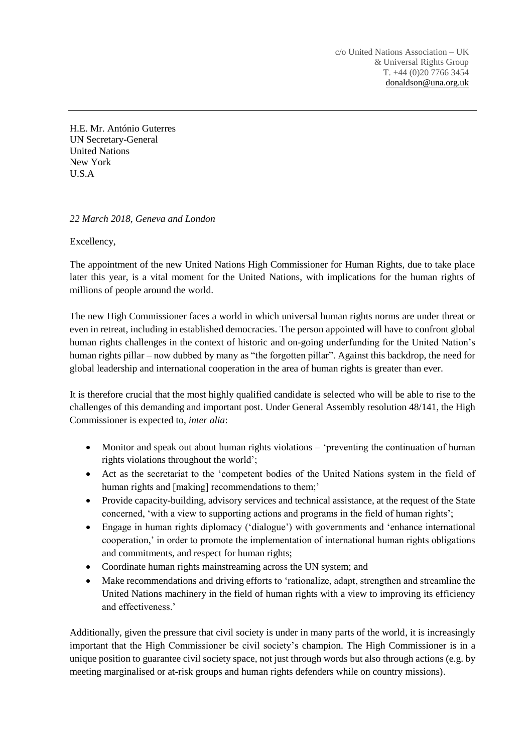c/o United Nations Association – UK
& Universal Rights Group
T. +44 (0)20 7766 3454
donaldson@una.org.uk

---

H.E. Mr. António Guterres
UN Secretary-General
United Nations
New York
U.S.A

*22 March 2018, Geneva and London*

Excellency,

The appointment of the new United Nations High Commissioner for Human Rights, due to take place later this year, is a vital moment for the United Nations, with implications for the human rights of millions of people around the world.

The new High Commissioner faces a world in which universal human rights norms are under threat or even in retreat, including in established democracies. The person appointed will have to confront global human rights challenges in the context of historic and on-going underfunding for the United Nation's human rights pillar – now dubbed by many as "the forgotten pillar". Against this backdrop, the need for global leadership and international cooperation in the area of human rights is greater than ever.

It is therefore crucial that the most highly qualified candidate is selected who will be able to rise to the challenges of this demanding and important post. Under General Assembly resolution 48/141, the High Commissioner is expected to, *inter alia*:

- Monitor and speak out about human rights violations – 'preventing the continuation of human rights violations throughout the world';
- Act as the secretariat to the 'competent bodies of the United Nations system in the field of human rights and [making] recommendations to them;'
- Provide capacity-building, advisory services and technical assistance, at the request of the State concerned, 'with a view to supporting actions and programs in the field of human rights';
- Engage in human rights diplomacy ('dialogue') with governments and 'enhance international cooperation,' in order to promote the implementation of international human rights obligations and commitments, and respect for human rights;
- Coordinate human rights mainstreaming across the UN system; and
- Make recommendations and driving efforts to 'rationalize, adapt, strengthen and streamline the United Nations machinery in the field of human rights with a view to improving its efficiency and effectiveness.'

Additionally, given the pressure that civil society is under in many parts of the world, it is increasingly important that the High Commissioner be civil society's champion. The High Commissioner is in a unique position to guarantee civil society space, not just through words but also through actions (e.g. by meeting marginalised or at-risk groups and human rights defenders while on country missions).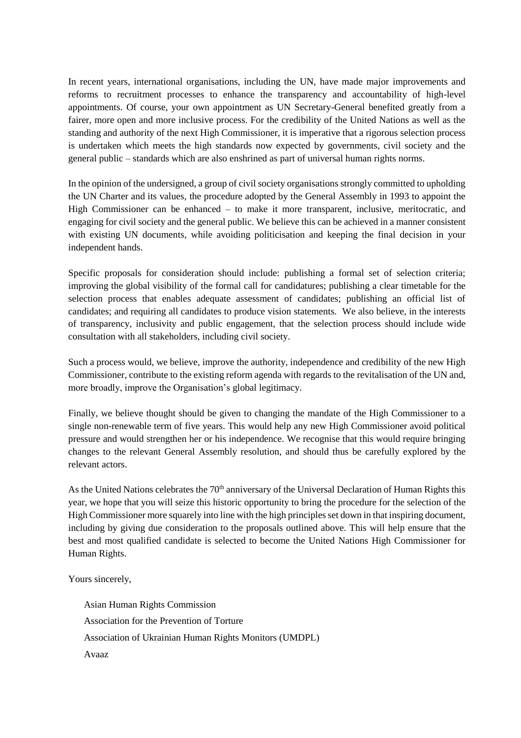In recent years, international organisations, including the UN, have made major improvements and reforms to recruitment processes to enhance the transparency and accountability of high-level appointments. Of course, your own appointment as UN Secretary-General benefited greatly from a fairer, more open and more inclusive process. For the credibility of the United Nations as well as the standing and authority of the next High Commissioner, it is imperative that a rigorous selection process is undertaken which meets the high standards now expected by governments, civil society and the general public – standards which are also enshrined as part of universal human rights norms.

In the opinion of the undersigned, a group of civil society organisations strongly committed to upholding the UN Charter and its values, the procedure adopted by the General Assembly in 1993 to appoint the High Commissioner can be enhanced – to make it more transparent, inclusive, meritocratic, and engaging for civil society and the general public. We believe this can be achieved in a manner consistent with existing UN documents, while avoiding politicisation and keeping the final decision in your independent hands.

Specific proposals for consideration should include: publishing a formal set of selection criteria; improving the global visibility of the formal call for candidatures; publishing a clear timetable for the selection process that enables adequate assessment of candidates; publishing an official list of candidates; and requiring all candidates to produce vision statements. We also believe, in the interests of transparency, inclusivity and public engagement, that the selection process should include wide consultation with all stakeholders, including civil society.

Such a process would, we believe, improve the authority, independence and credibility of the new High Commissioner, contribute to the existing reform agenda with regards to the revitalisation of the UN and, more broadly, improve the Organisation's global legitimacy.

Finally, we believe thought should be given to changing the mandate of the High Commissioner to a single non-renewable term of five years. This would help any new High Commissioner avoid political pressure and would strengthen her or his independence. We recognise that this would require bringing changes to the relevant General Assembly resolution, and should thus be carefully explored by the relevant actors.

As the United Nations celebrates the 70th anniversary of the Universal Declaration of Human Rights this year, we hope that you will seize this historic opportunity to bring the procedure for the selection of the High Commissioner more squarely into line with the high principles set down in that inspiring document, including by giving due consideration to the proposals outlined above. This will help ensure that the best and most qualified candidate is selected to become the United Nations High Commissioner for Human Rights.

Yours sincerely,

Asian Human Rights Commission

Association for the Prevention of Torture

Association of Ukrainian Human Rights Monitors (UMDPL)

Avaaz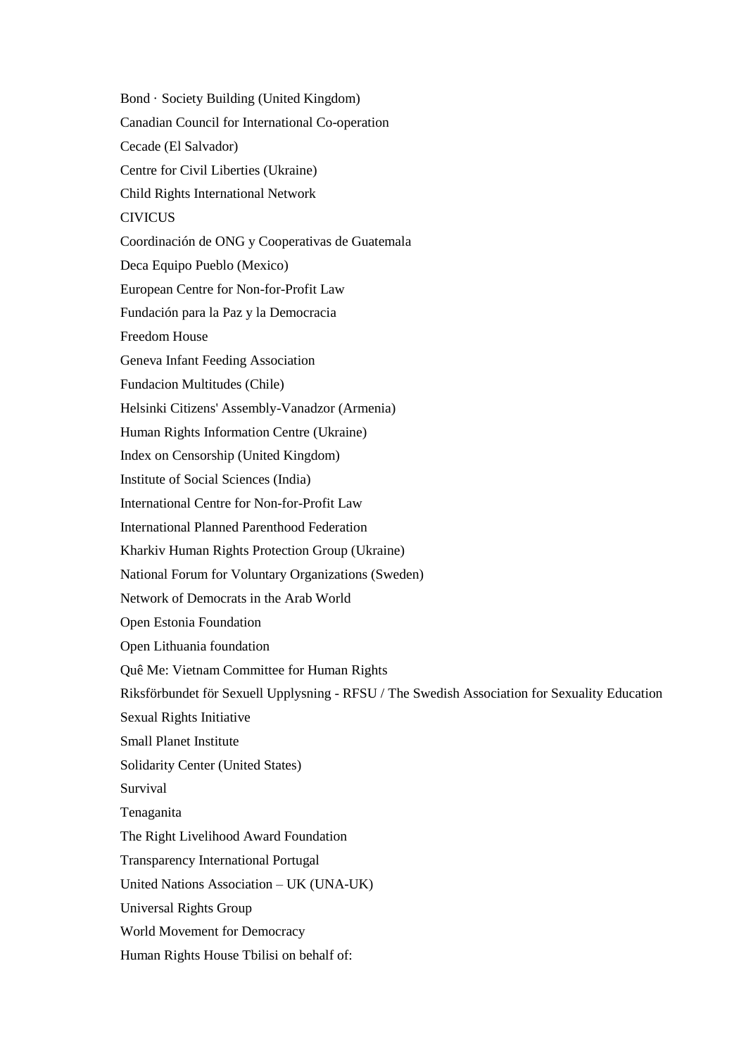Bond · Society Building (United Kingdom)

Canadian Council for International Co-operation

Cecade (El Salvador)

Centre for Civil Liberties (Ukraine)

Child Rights International Network

CIVICUS

Coordinación de ONG y Cooperativas de Guatemala

Deca Equipo Pueblo (Mexico)

European Centre for Non-for-Profit Law

Fundación para la Paz y la Democracia

Freedom House

Geneva Infant Feeding Association

Fundacion Multitudes (Chile)

Helsinki Citizens' Assembly-Vanadzor (Armenia)

Human Rights Information Centre (Ukraine)

Index on Censorship (United Kingdom)

Institute of Social Sciences (India)

International Centre for Non-for-Profit Law

International Planned Parenthood Federation

Kharkiv Human Rights Protection Group (Ukraine)

National Forum for Voluntary Organizations (Sweden)

Network of Democrats in the Arab World

Open Estonia Foundation

Open Lithuania foundation

Quê Me: Vietnam Committee for Human Rights

Riksförbundet för Sexuell Upplysning - RFSU / The Swedish Association for Sexuality Education

Sexual Rights Initiative

Small Planet Institute

Solidarity Center (United States)

Survival

Tenaganita

The Right Livelihood Award Foundation

Transparency International Portugal

United Nations Association – UK (UNA-UK)

Universal Rights Group

World Movement for Democracy

Human Rights House Tbilisi on behalf of: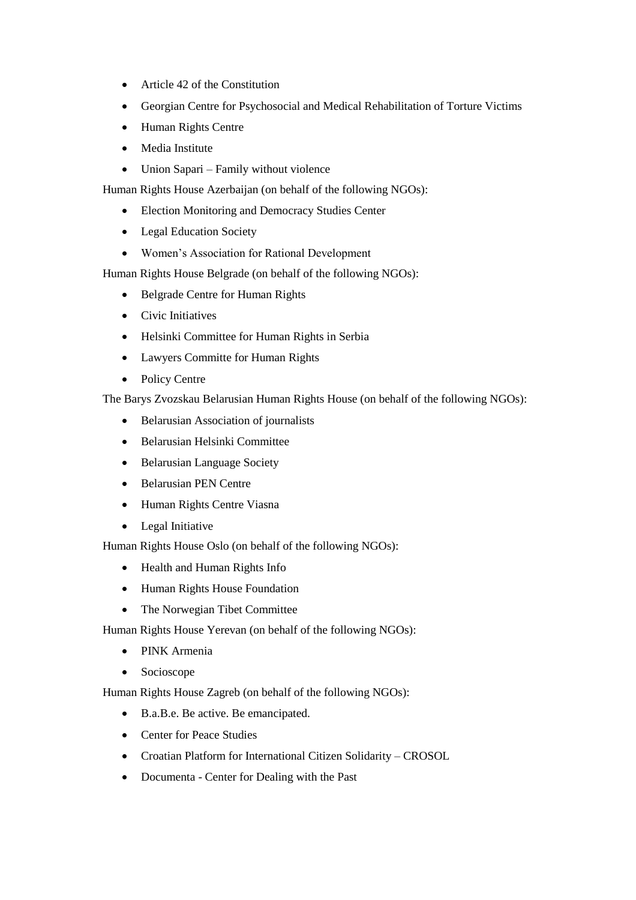- Article 42 of the Constitution
- Georgian Centre for Psychosocial and Medical Rehabilitation of Torture Victims
- Human Rights Centre
- Media Institute
- Union Sapari – Family without violence

Human Rights House Azerbaijan (on behalf of the following NGOs):

- Election Monitoring and Democracy Studies Center
- Legal Education Society
- Women's Association for Rational Development

Human Rights House Belgrade (on behalf of the following NGOs):

- Belgrade Centre for Human Rights
- Civic Initiatives
- Helsinki Committee for Human Rights in Serbia
- Lawyers Committe for Human Rights
- Policy Centre

The Barys Zvozskau Belarusian Human Rights House (on behalf of the following NGOs):

- Belarusian Association of journalists
- Belarusian Helsinki Committee
- Belarusian Language Society
- Belarusian PEN Centre
- Human Rights Centre Viasna
- Legal Initiative

Human Rights House Oslo (on behalf of the following NGOs):

- Health and Human Rights Info
- Human Rights House Foundation
- The Norwegian Tibet Committee

Human Rights House Yerevan (on behalf of the following NGOs):

- PINK Armenia
- Socioscope

Human Rights House Zagreb (on behalf of the following NGOs):

- B.a.B.e. Be active. Be emancipated.
- Center for Peace Studies
- Croatian Platform for International Citizen Solidarity – CROSOL
- Documenta - Center for Dealing with the Past